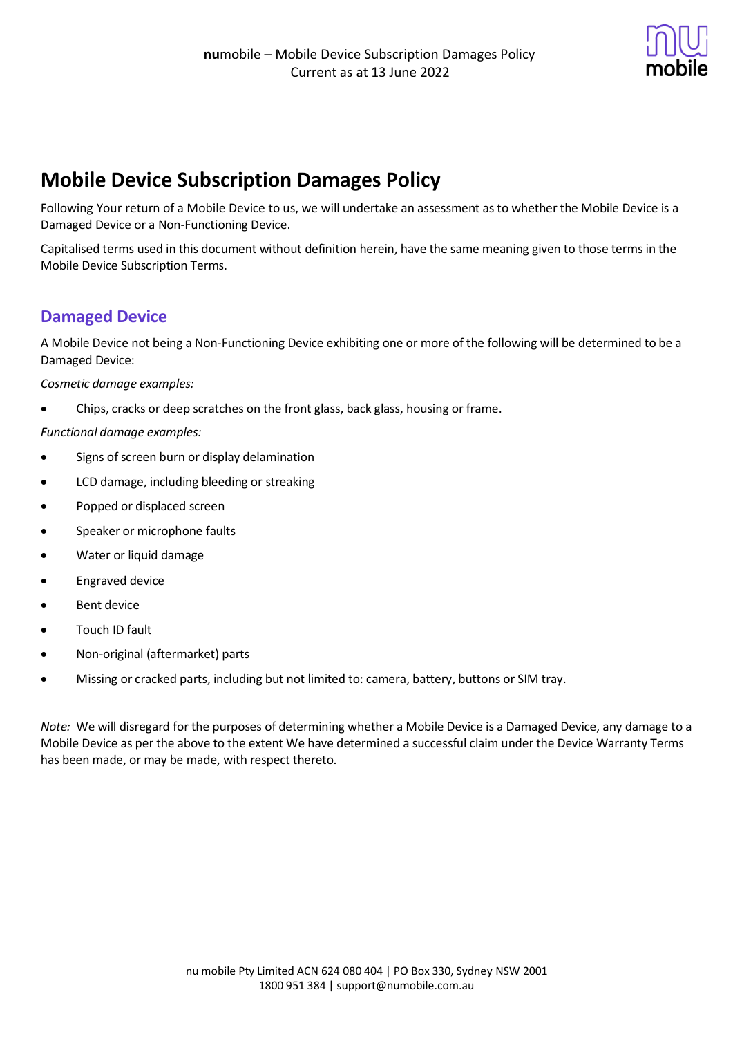# Mobile Device Subscription Damages Policy

Following Your return of a Mobile Device to us, we will undertake an assessment as to whether the Mobile Device is a Damaged Device or a Non-Functioning Device.

Capitalised terms used in this document without definition herein, have the same meaning given to those terms in the Mobile Device Subscription Terms.

## Damaged Device

A Mobile Device not being a Non-Functioning Device exhibiting one or more of the following will be determined to be a Damaged Device:

*Cosmetic damage examples:*

- Chips, cracks or deep scratches on the front glass, back glass, housing or frame.

*Functional damage examples:*

- Signs of screen burn or display delamination
- LCD damage, including bleeding or streaking
- Popped or displaced screen
- Speaker or microphone faults
- Water or liquid damage
- Engraved device
- Bent device
- Touch ID fault
- Non-original (aftermarket) parts
- Missing or cracked parts, including but not limited to: camera, battery, buttons or SIM tray.

*Note:* We will disregard for the purposes of determining whether a Mobile Device is a Damaged Device, any damage to a Mobile Device as per the above to the extent We have determined a successful claim under the Device Warranty Terms has been made, or may be made, with respect thereto.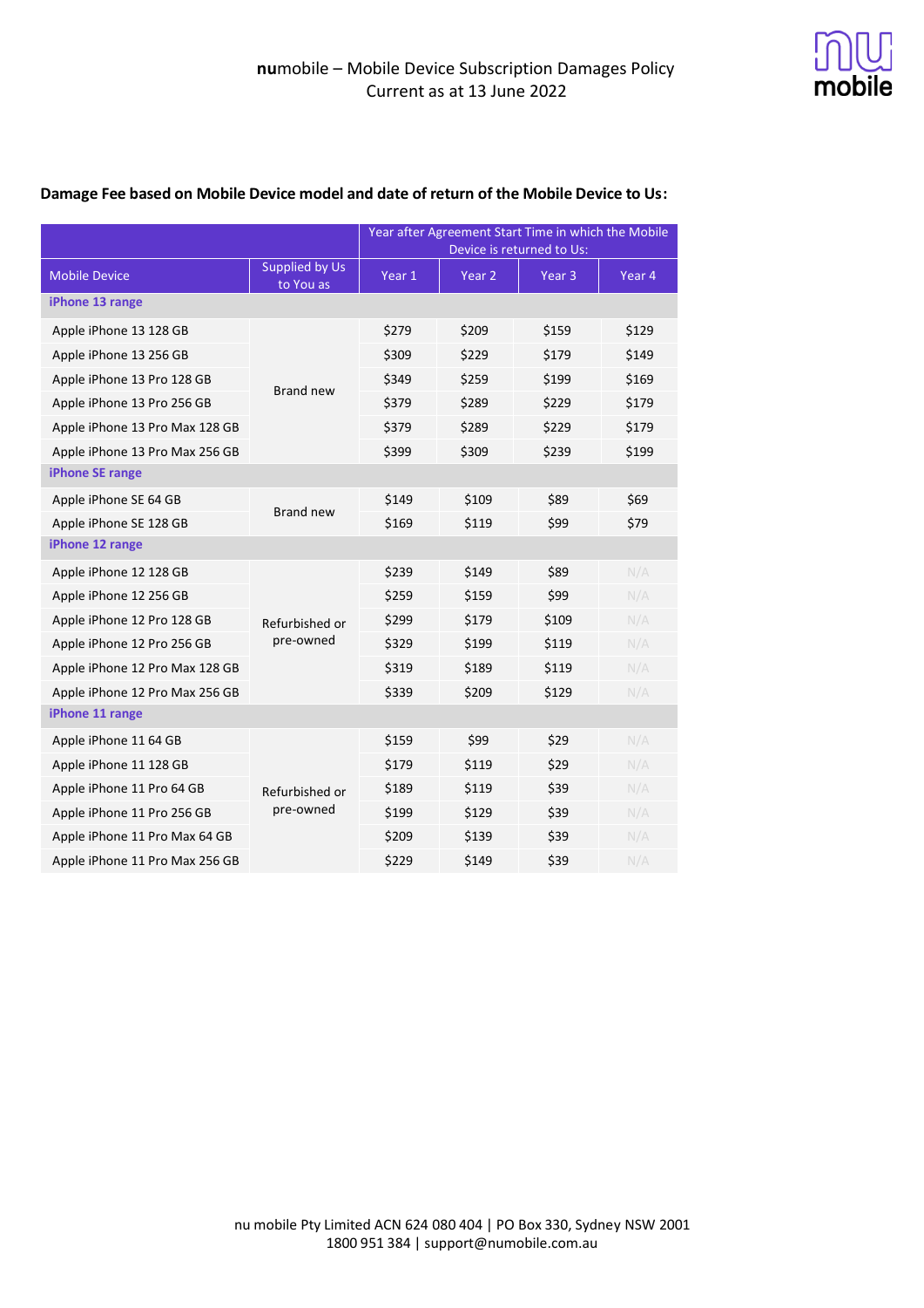**nu**mobile – Mobile Device Subscription Damages Policy
Current as at 13 June 2022

**Damage Fee based on Mobile Device model and date of return of the Mobile Device to Us:**

| | | Year after Agreement Start Time in which the Mobile Device is returned to Us: | | | |
|---|---|---|---|---|---|
| Mobile Device | Supplied by Us to You as | Year 1 | Year 2 | Year 3 | Year 4 |
| **iPhone 13 range** | | | | | |
| Apple iPhone 13 128 GB | Brand new | $279 | $209 | $159 | $129 |
| Apple iPhone 13 256 GB | | $309 | $229 | $179 | $149 |
| Apple iPhone 13 Pro 128 GB | | $349 | $259 | $199 | $169 |
| Apple iPhone 13 Pro 256 GB | | $379 | $289 | $229 | $179 |
| Apple iPhone 13 Pro Max 128 GB | | $379 | $289 | $229 | $179 |
| Apple iPhone 13 Pro Max 256 GB | | $399 | $309 | $239 | $199 |
| **iPhone SE range** | | | | | |
| Apple iPhone SE 64 GB | Brand new | $149 | $109 | $89 | $69 |
| Apple iPhone SE 128 GB | | $169 | $119 | $99 | $79 |
| **iPhone 12 range** | | | | | |
| Apple iPhone 12 128 GB | Refurbished or pre-owned | $239 | $149 | $89 | N/A |
| Apple iPhone 12 256 GB | | $259 | $159 | $99 | N/A |
| Apple iPhone 12 Pro 128 GB | | $299 | $179 | $109 | N/A |
| Apple iPhone 12 Pro 256 GB | | $329 | $199 | $119 | N/A |
| Apple iPhone 12 Pro Max 128 GB | | $319 | $189 | $119 | N/A |
| Apple iPhone 12 Pro Max 256 GB | | $339 | $209 | $129 | N/A |
| **iPhone 11 range** | | | | | |
| Apple iPhone 11 64 GB | Refurbished or pre-owned | $159 | $99 | $29 | N/A |
| Apple iPhone 11 128 GB | | $179 | $119 | $29 | N/A |
| Apple iPhone 11 Pro 64 GB | | $189 | $119 | $39 | N/A |
| Apple iPhone 11 Pro 256 GB | | $199 | $129 | $39 | N/A |
| Apple iPhone 11 Pro Max 64 GB | | $209 | $139 | $39 | N/A |
| Apple iPhone 11 Pro Max 256 GB | | $229 | $149 | $39 | N/A |

nu mobile Pty Limited ACN 624 080 404 | PO Box 330, Sydney NSW 2001
1800 951 384 | support@numobile.com.au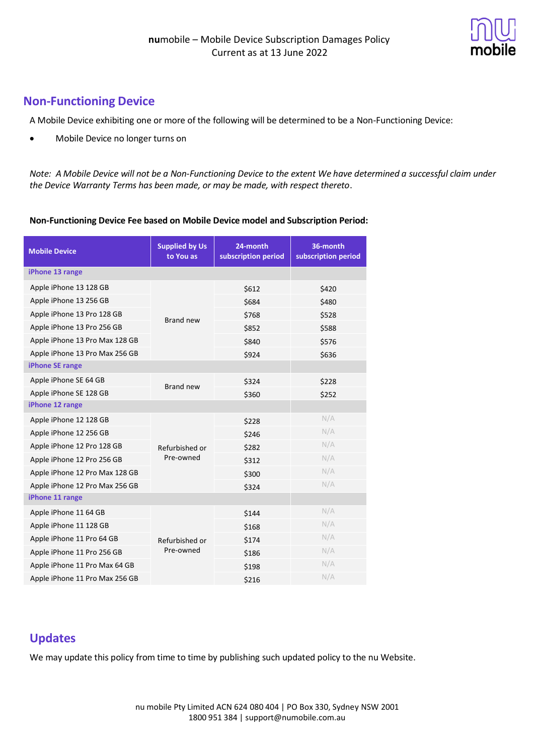**nu**mobile – Mobile Device Subscription Damages Policy
Current as at 13 June 2022

## Non-Functioning Device

A Mobile Device exhibiting one or more of the following will be determined to be a Non-Functioning Device:

- Mobile Device no longer turns on

*Note: A Mobile Device will not be a Non-Functioning Device to the extent We have determined a successful claim under the Device Warranty Terms has been made, or may be made, with respect thereto.*

**Non-Functioning Device Fee based on Mobile Device model and Subscription Period:**

| Mobile Device | Supplied by Us to You as | 24-month subscription period | 36-month subscription period |
|---|---|---|---|
| **iPhone 13 range** | | | |
| Apple iPhone 13 128 GB | Brand new | $612 | $420 |
| Apple iPhone 13 256 GB | | $684 | $480 |
| Apple iPhone 13 Pro 128 GB | | $768 | $528 |
| Apple iPhone 13 Pro 256 GB | | $852 | $588 |
| Apple iPhone 13 Pro Max 128 GB | | $840 | $576 |
| Apple iPhone 13 Pro Max 256 GB | | $924 | $636 |
| **iPhone SE range** | | | |
| Apple iPhone SE 64 GB | Brand new | $324 | $228 |
| Apple iPhone SE 128 GB | | $360 | $252 |
| **iPhone 12 range** | | | |
| Apple iPhone 12 128 GB | Refurbished or Pre-owned | $228 | N/A |
| Apple iPhone 12 256 GB | | $246 | N/A |
| Apple iPhone 12 Pro 128 GB | | $282 | N/A |
| Apple iPhone 12 Pro 256 GB | | $312 | N/A |
| Apple iPhone 12 Pro Max 128 GB | | $300 | N/A |
| Apple iPhone 12 Pro Max 256 GB | | $324 | N/A |
| **iPhone 11 range** | | | |
| Apple iPhone 11 64 GB | Refurbished or Pre-owned | $144 | N/A |
| Apple iPhone 11 128 GB | | $168 | N/A |
| Apple iPhone 11 Pro 64 GB | | $174 | N/A |
| Apple iPhone 11 Pro 256 GB | | $186 | N/A |
| Apple iPhone 11 Pro Max 64 GB | | $198 | N/A |
| Apple iPhone 11 Pro Max 256 GB | | $216 | N/A |

## Updates

We may update this policy from time to time by publishing such updated policy to the nu Website.

nu mobile Pty Limited ACN 624 080 404 | PO Box 330, Sydney NSW 2001
1800 951 384 | support@numobile.com.au